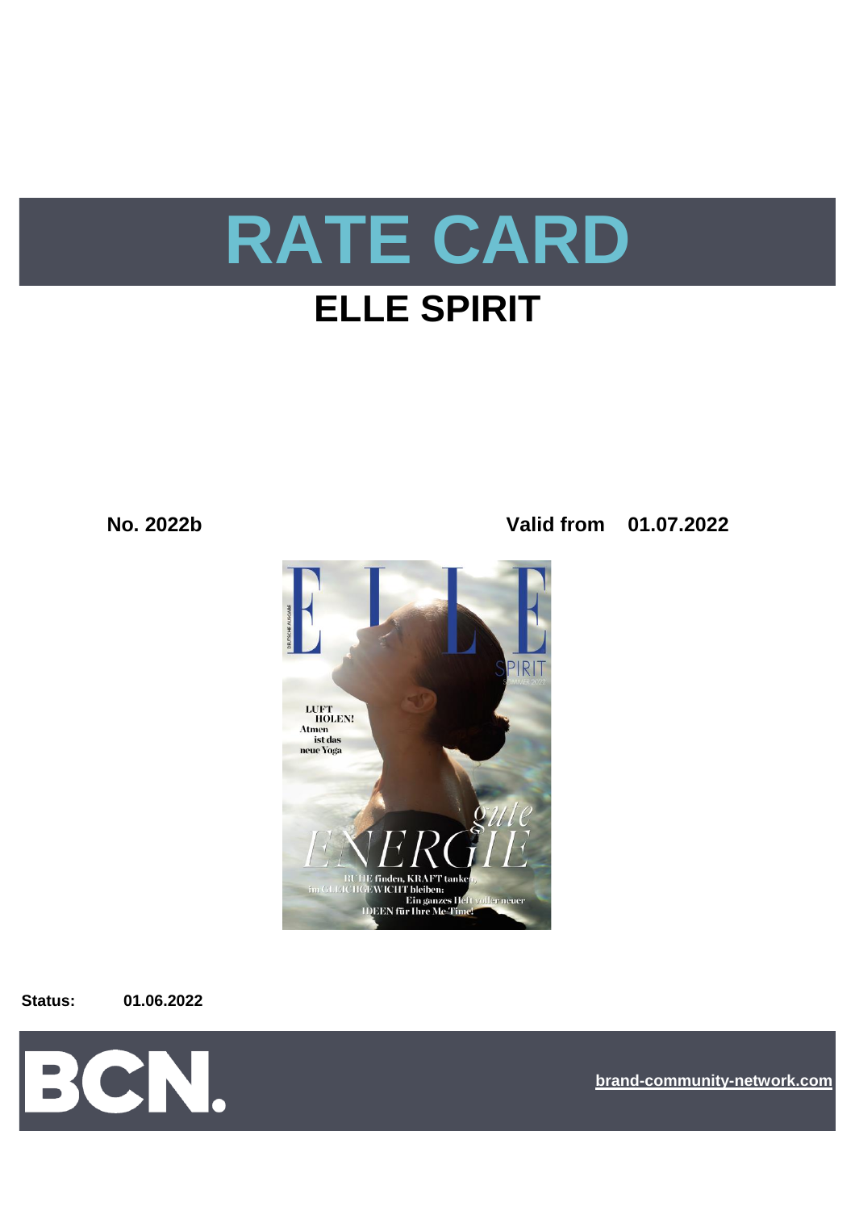# RATE CARD

## ELLE SPIRIT

**No. 2022b** **Valid from 01.07.2022**

**Status:** **01.06.2022**

BCN.

brand-community-network.com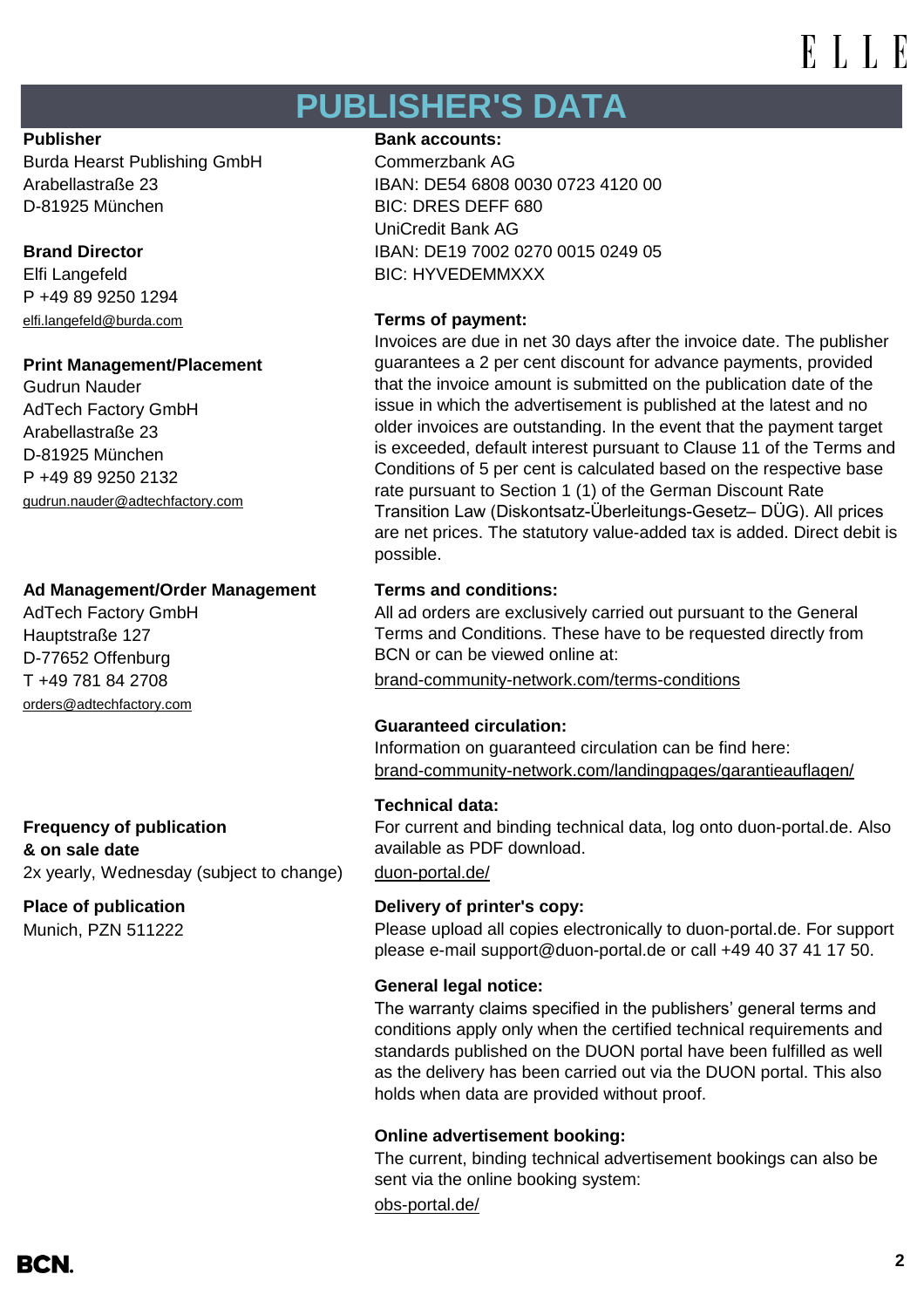# PUBLISHER'S DATA

**Publisher**
Burda Hearst Publishing GmbH
Arabellastraße 23
D-81925 München

**Brand Director**
Elfi Langefeld
P +49 89 9250 1294
elfi.langefeld@burda.com

**Print Management/Placement**
Gudrun Nauder
AdTech Factory GmbH
Arabellastraße 23
D-81925 München
P +49 89 9250 2132
gudrun.nauder@adtechfactory.com

**Ad Management/Order Management**
AdTech Factory GmbH
Hauptstraße 127
D-77652 Offenburg
T +49 781 84 2708
orders@adtechfactory.com

**Frequency of publication & on sale date**
2x yearly, Wednesday (subject to change)

**Place of publication**
Munich, PZN 511222

**Bank accounts:**
Commerzbank AG
IBAN: DE54 6808 0030 0723 4120 00
BIC: DRES DEFF 680
UniCredit Bank AG
IBAN: DE19 7002 0270 0015 0249 05
BIC: HYVEDEMMXXX

**Terms of payment:**
Invoices are due in net 30 days after the invoice date. The publisher guarantees a 2 per cent discount for advance payments, provided that the invoice amount is submitted on the publication date of the issue in which the advertisement is published at the latest and no older invoices are outstanding. In the event that the payment target is exceeded, default interest pursuant to Clause 11 of the Terms and Conditions of 5 per cent is calculated based on the respective base rate pursuant to Section 1 (1) of the German Discount Rate Transition Law (Diskontsatz-Überleitungs-Gesetz– DÜG). All prices are net prices. The statutory value-added tax is added. Direct debit is possible.

**Terms and conditions:**
All ad orders are exclusively carried out pursuant to the General Terms and Conditions. These have to be requested directly from BCN or can be viewed online at:
brand-community-network.com/terms-conditions

**Guaranteed circulation:**
Information on guaranteed circulation can be find here:
brand-community-network.com/landingpages/garantieauflagen/

**Technical data:**
For current and binding technical data, log onto duon-portal.de. Also available as PDF download.
duon-portal.de/

**Delivery of printer's copy:**
Please upload all copies electronically to duon-portal.de. For support please e-mail support@duon-portal.de or call +49 40 37 41 17 50.

**General legal notice:**
The warranty claims specified in the publishers' general terms and conditions apply only when the certified technical requirements and standards published on the DUON portal have been fulfilled as well as the delivery has been carried out via the DUON portal. This also holds when data are provided without proof.

**Online advertisement booking:**
The current, binding technical advertisement bookings can also be sent via the online booking system:
obs-portal.de/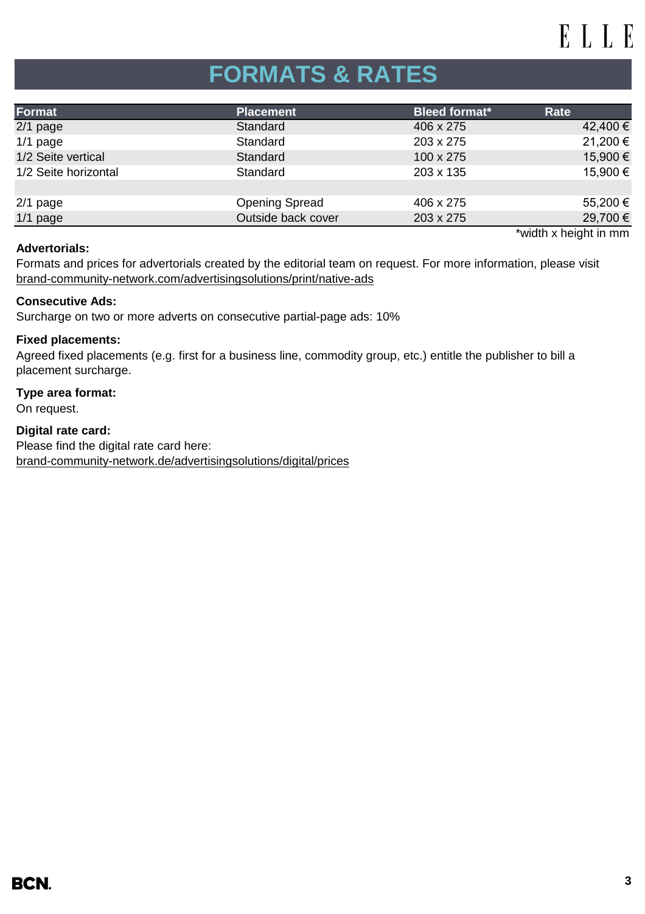# FORMATS & RATES

| Format | Placement | Bleed format* | Rate |
|---|---|---|---|
| 2/1 page | Standard | 406 x 275 | 42,400 € |
| 1/1 page | Standard | 203 x 275 | 21,200 € |
| 1/2 Seite vertical | Standard | 100 x 275 | 15,900 € |
| 1/2 Seite horizontal | Standard | 203 x 135 | 15,900 € |
| | | | |
| 2/1 page | Opening Spread | 406 x 275 | 55,200 € |
| 1/1 page | Outside back cover | 203 x 275 | 29,700 € |

*width x height in mm

**Advertorials:**
Formats and prices for advertorials created by the editorial team on request. For more information, please visit brand-community-network.com/advertisingsolutions/print/native-ads

**Consecutive Ads:**
Surcharge on two or more adverts on consecutive partial-page ads: 10%

**Fixed placements:**
Agreed fixed placements (e.g. first for a business line, commodity group, etc.) entitle the publisher to bill a placement surcharge.

**Type area format:**
On request.

**Digital rate card:**
Please find the digital rate card here:
brand-community-network.de/advertisingsolutions/digital/prices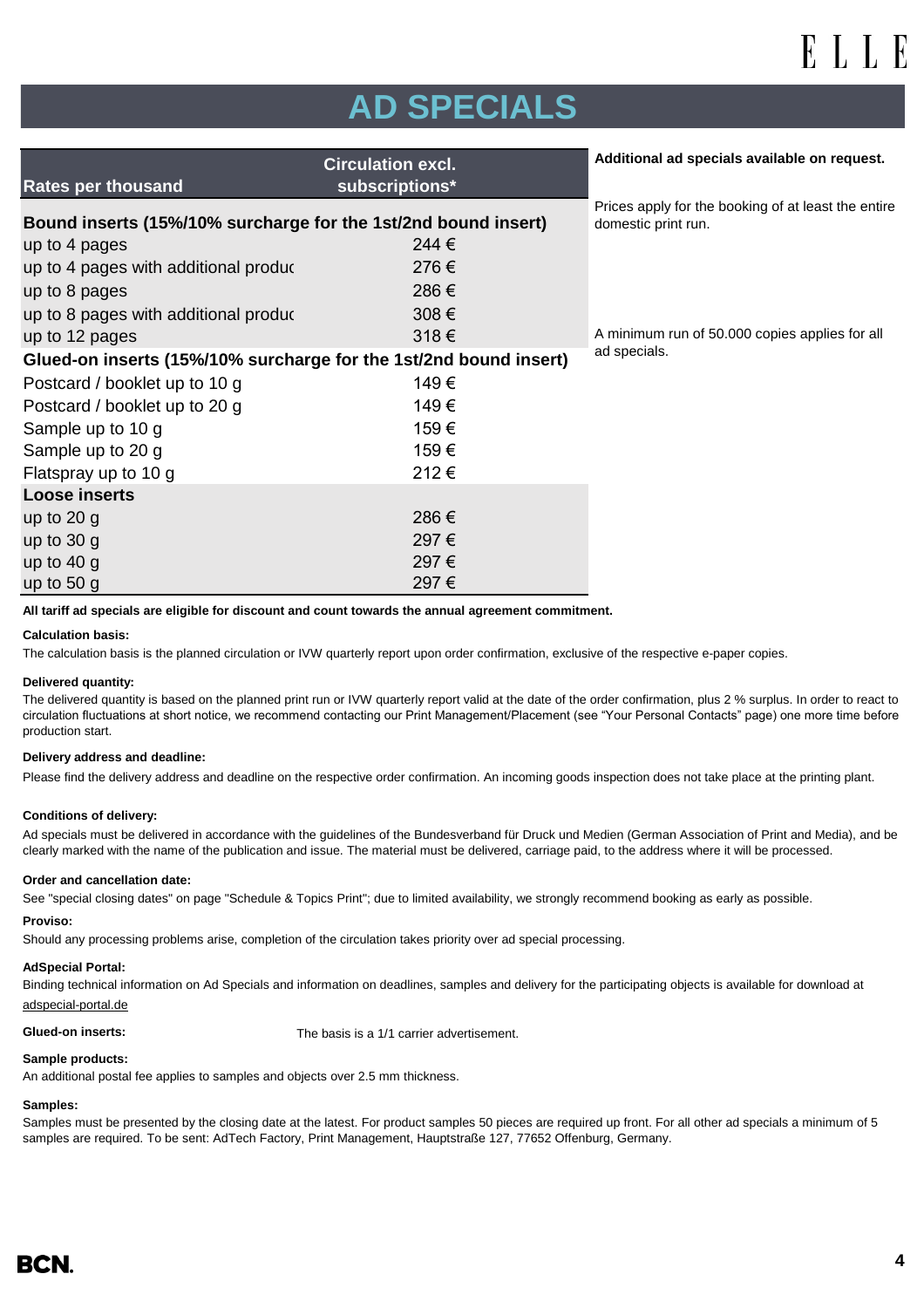# AD SPECIALS

| Rates per thousand | Circulation excl. subscriptions* |
|---|---|
| **Bound inserts (15%/10% surcharge for the 1st/2nd bound insert)** | |
| up to 4 pages | 244 € |
| up to 4 pages with additional produc | 276 € |
| up to 8 pages | 286 € |
| up to 8 pages with additional produc | 308 € |
| up to 12 pages | 318 € |
| **Glued-on inserts (15%/10% surcharge for the 1st/2nd bound insert)** | |
| Postcard / booklet up to 10 g | 149 € |
| Postcard / booklet up to 20 g | 149 € |
| Sample up to 10 g | 159 € |
| Sample up to 20 g | 159 € |
| Flatspray up to 10 g | 212 € |
| **Loose inserts** | |
| up to 20 g | 286 € |
| up to 30 g | 297 € |
| up to 40 g | 297 € |
| up to 50 g | 297 € |

**Additional ad specials available on request.**

Prices apply for the booking of at least the entire domestic print run.

A minimum run of 50.000 copies applies for all ad specials.

**All tariff ad specials are eligible for discount and count towards the annual agreement commitment.**

**Calculation basis:**

The calculation basis is the planned circulation or IVW quarterly report upon order confirmation, exclusive of the respective e-paper copies.

**Delivered quantity:**

The delivered quantity is based on the planned print run or IVW quarterly report valid at the date of the order confirmation, plus 2 % surplus. In order to react to circulation fluctuations at short notice, we recommend contacting our Print Management/Placement (see "Your Personal Contacts" page) one more time before production start.

**Delivery address and deadline:**

Please find the delivery address and deadline on the respective order confirmation. An incoming goods inspection does not take place at the printing plant.

**Conditions of delivery:**

Ad specials must be delivered in accordance with the guidelines of the Bundesverband für Druck und Medien (German Association of Print and Media), and be clearly marked with the name of the publication and issue. The material must be delivered, carriage paid, to the address where it will be processed.

**Order and cancellation date:**

See "special closing dates" on page "Schedule & Topics Print"; due to limited availability, we strongly recommend booking as early as possible.

**Proviso:**

Should any processing problems arise, completion of the circulation takes priority over ad special processing.

**AdSpecial Portal:**

Binding technical information on Ad Specials and information on deadlines, samples and delivery for the participating objects is available for download at adspecial-portal.de

**Glued-on inserts:** The basis is a 1/1 carrier advertisement.

**Sample products:**

An additional postal fee applies to samples and objects over 2.5 mm thickness.

**Samples:**

Samples must be presented by the closing date at the latest. For product samples 50 pieces are required up front. For all other ad specials a minimum of 5 samples are required. To be sent: AdTech Factory, Print Management, Hauptstraße 127, 77652 Offenburg, Germany.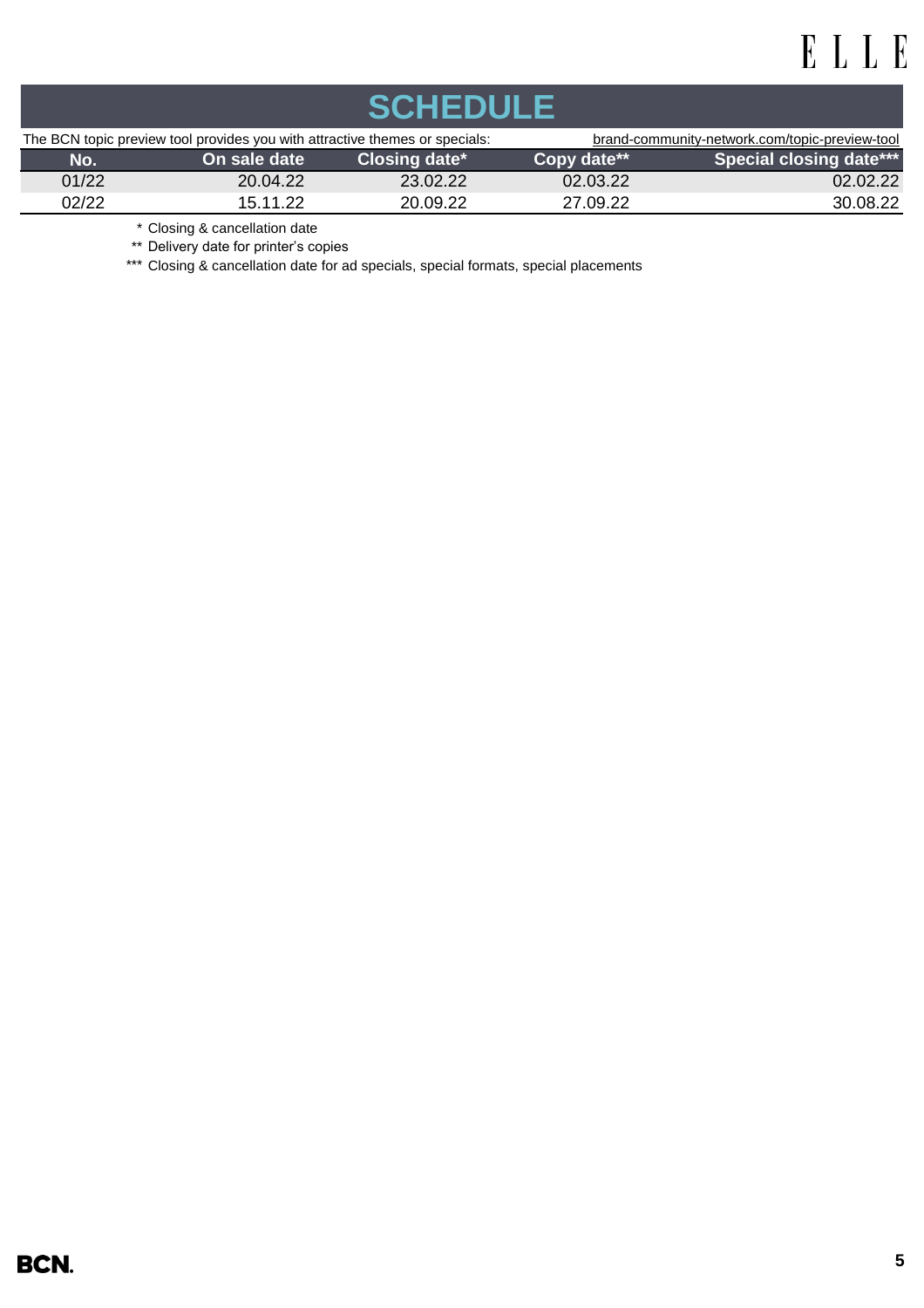# SCHEDULE

The BCN topic preview tool provides you with attractive themes or specials: brand-community-network.com/topic-preview-tool

| No. | On sale date | Closing date* | Copy date** | Special closing date*** |
|---|---|---|---|---|
| 01/22 | 20.04.22 | 23.02.22 | 02.03.22 | 02.02.22 |
| 02/22 | 15.11.22 | 20.09.22 | 27.09.22 | 30.08.22 |

\* Closing & cancellation date

** Delivery date for printer's copies

*** Closing & cancellation date for ad specials, special formats, special placements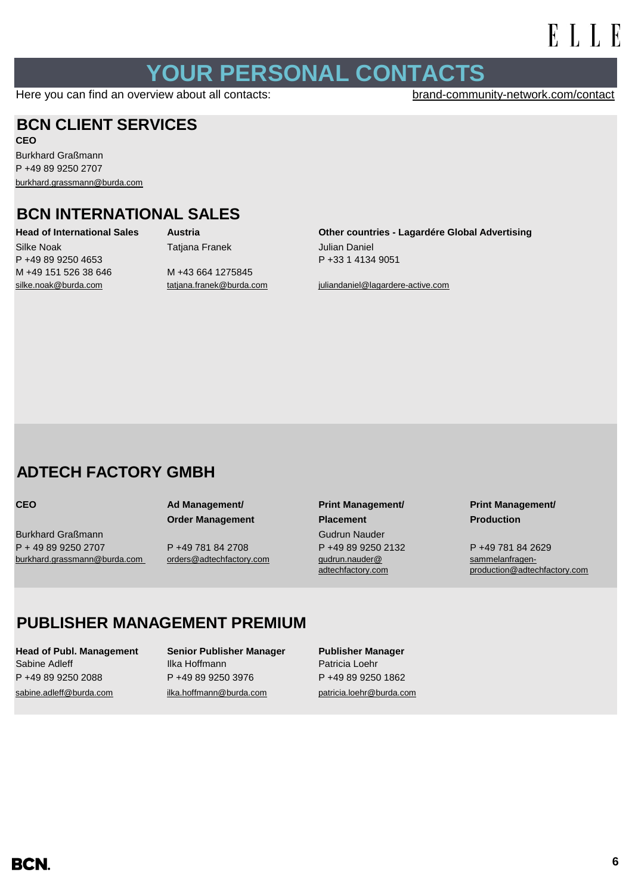# YOUR PERSONAL CONTACTS

Here you can find an overview about all contacts: brand-community-network.com/contact

## BCN CLIENT SERVICES

**CEO**

Burkhard Graßmann
P +49 89 9250 2707
burkhard.grassmann@burda.com

## BCN INTERNATIONAL SALES

**Head of International Sales**
Silke Noak
P +49 89 9250 4653
M +49 151 526 38 646
silke.noak@burda.com

**Austria**
Tatjana Franek
M +43 664 1275845
tatjana.franek@burda.com

**Other countries - Lagardére Global Advertising**
Julian Daniel
P +33 1 4134 9051
juliandaniel@lagardere-active.com

## ADTECH FACTORY GMBH

**CEO**
Burkhard Graßmann
P + 49 89 9250 2707
burkhard.grassmann@burda.com

**Ad Management/ Order Management**
P +49 781 84 2708
orders@adtechfactory.com

**Print Management/ Placement**
Gudrun Nauder
P +49 89 9250 2132
gudrun.nauder@adtechfactory.com

**Print Management/ Production**
P +49 781 84 2629
sammelanfragen-production@adtechfactory.com

## PUBLISHER MANAGEMENT PREMIUM

**Head of Publ. Management**
Sabine Adleff
P +49 89 9250 2088
sabine.adleff@burda.com

**Senior Publisher Manager**
Ilka Hoffmann
P +49 89 9250 3976
ilka.hoffmann@burda.com

**Publisher Manager**
Patricia Loehr
P +49 89 9250 1862
patricia.loehr@burda.com